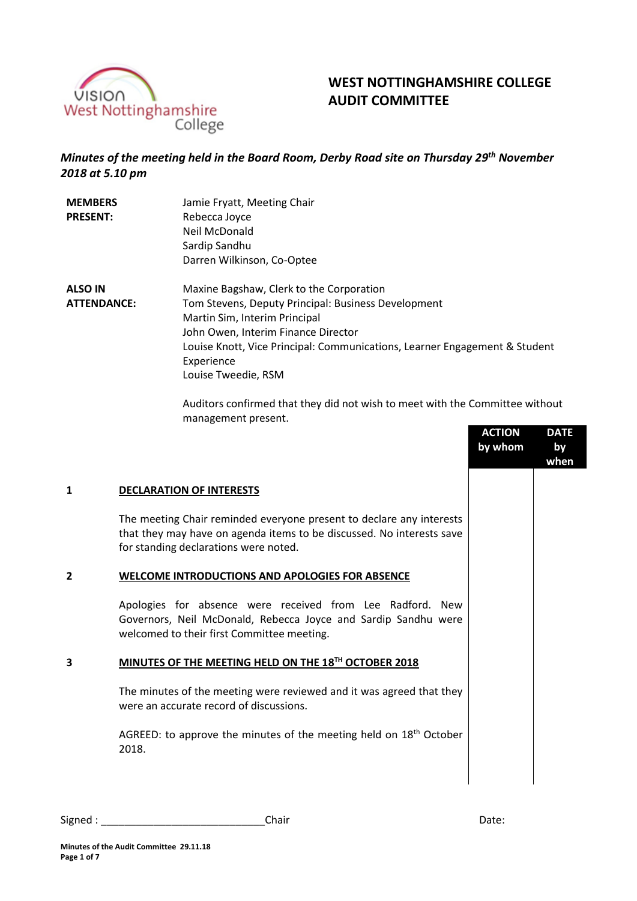# WEST NOTTINGHAMSHIRE COLLEGE AUDIT COMMITTEE

***Minutes of the meeting held in the Board Room, Derby Road site on Thursday 29th November 2018 at 5.10 pm***

| | |
|---|---|
| **MEMBERS PRESENT:** | Jamie Fryatt, Meeting Chair<br>Rebecca Joyce<br>Neil McDonald<br>Sardip Sandhu<br>Darren Wilkinson, Co-Optee |
| **ALSO IN ATTENDANCE:** | Maxine Bagshaw, Clerk to the Corporation<br>Tom Stevens, Deputy Principal: Business Development<br>Martin Sim, Interim Principal<br>John Owen, Interim Finance Director<br>Louise Knott, Vice Principal: Communications, Learner Engagement & Student Experience<br>Louise Tweedie, RSM |

Auditors confirmed that they did not wish to meet with the Committee without management present.

| | | ACTION by whom | DATE by when |
|---|---|---|---|
| **1** | **DECLARATION OF INTERESTS** | | |
| | The meeting Chair reminded everyone present to declare any interests that they may have on agenda items to be discussed. No interests save for standing declarations were noted. | | |
| **2** | **WELCOME INTRODUCTIONS AND APOLOGIES FOR ABSENCE** | | |
| | Apologies for absence were received from Lee Radford. New Governors, Neil McDonald, Rebecca Joyce and Sardip Sandhu were welcomed to their first Committee meeting. | | |
| **3** | **MINUTES OF THE MEETING HELD ON THE 18TH OCTOBER 2018** | | |
| | The minutes of the meeting were reviewed and it was agreed that they were an accurate record of discussions. | | |
| | AGREED: to approve the minutes of the meeting held on 18th October 2018. | | |

Signed : ____________________________Chair Date: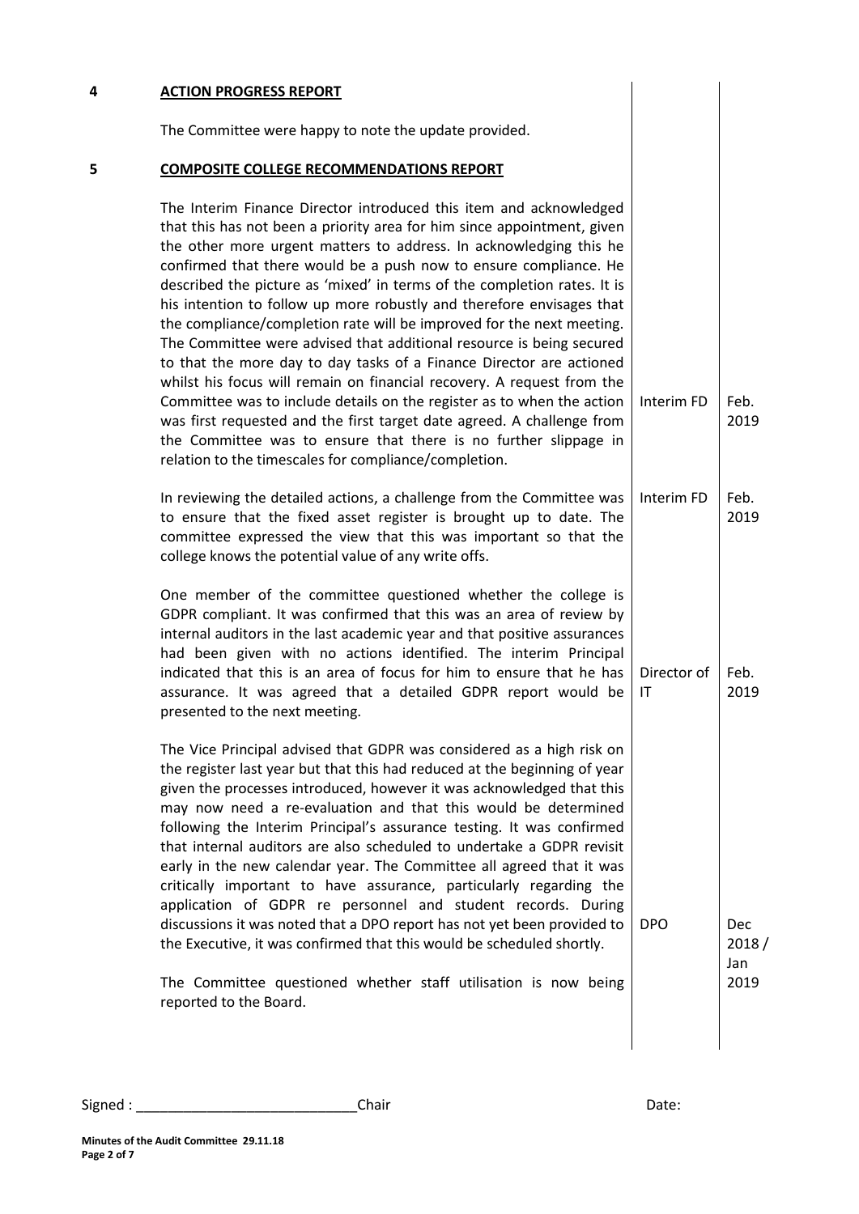**4 ACTION PROGRESS REPORT**

The Committee were happy to note the update provided.

**5 COMPOSITE COLLEGE RECOMMENDATIONS REPORT**

| | | |
|---|---|---|
| The Interim Finance Director introduced this item and acknowledged that this has not been a priority area for him since appointment, given the other more urgent matters to address. In acknowledging this he confirmed that there would be a push now to ensure compliance. He described the picture as 'mixed' in terms of the completion rates. It is his intention to follow up more robustly and therefore envisages that the compliance/completion rate will be improved for the next meeting. The Committee were advised that additional resource is being secured to that the more day to day tasks of a Finance Director are actioned whilst his focus will remain on financial recovery. A request from the Committee was to include details on the register as to when the action was first requested and the first target date agreed. A challenge from the Committee was to ensure that there is no further slippage in relation to the timescales for compliance/completion. | Interim FD | Feb. 2019 |
| In reviewing the detailed actions, a challenge from the Committee was to ensure that the fixed asset register is brought up to date. The committee expressed the view that this was important so that the college knows the potential value of any write offs. | Interim FD | Feb. 2019 |
| One member of the committee questioned whether the college is GDPR compliant. It was confirmed that this was an area of review by internal auditors in the last academic year and that positive assurances had been given with no actions identified. The interim Principal indicated that this is an area of focus for him to ensure that he has assurance. It was agreed that a detailed GDPR report would be presented to the next meeting. | Director of IT | Feb. 2019 |
| The Vice Principal advised that GDPR was considered as a high risk on the register last year but that this had reduced at the beginning of year given the processes introduced, however it was acknowledged that this may now need a re-evaluation and that this would be determined following the Interim Principal's assurance testing. It was confirmed that internal auditors are also scheduled to undertake a GDPR revisit early in the new calendar year. The Committee all agreed that it was critically important to have assurance, particularly regarding the application of GDPR re personnel and student records. During discussions it was noted that a DPO report has not yet been provided to the Executive, it was confirmed that this would be scheduled shortly. | DPO | Dec 2018 / Jan 2019 |
| The Committee questioned whether staff utilisation is now being reported to the Board. | | |

Signed : \_\_\_\_\_\_\_\_\_\_\_\_\_\_\_\_\_\_\_\_\_\_\_\_\_\_\_\_ Chair Date:

**Minutes of the Audit Committee 29.11.18**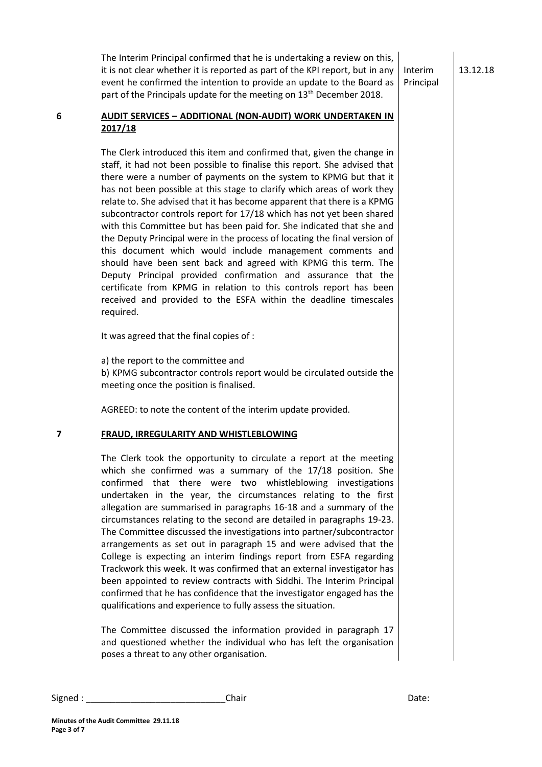| | | | |
|---|---|---|---|
| | The Interim Principal confirmed that he is undertaking a review on this, it is not clear whether it is reported as part of the KPI report, but in any event he confirmed the intention to provide an update to the Board as part of the Principals update for the meeting on 13th December 2018. | Interim Principal | 13.12.18 |

**6 AUDIT SERVICES – ADDITIONAL (NON-AUDIT) WORK UNDERTAKEN IN 2017/18**

The Clerk introduced this item and confirmed that, given the change in staff, it had not been possible to finalise this report. She advised that there were a number of payments on the system to KPMG but that it has not been possible at this stage to clarify which areas of work they relate to. She advised that it has become apparent that there is a KPMG subcontractor controls report for 17/18 which has not yet been shared with this Committee but has been paid for. She indicated that she and the Deputy Principal were in the process of locating the final version of this document which would include management comments and should have been sent back and agreed with KPMG this term. The Deputy Principal provided confirmation and assurance that the certificate from KPMG in relation to this controls report has been received and provided to the ESFA within the deadline timescales required.

It was agreed that the final copies of :

a) the report to the committee and
b) KPMG subcontractor controls report would be circulated outside the meeting once the position is finalised.

AGREED: to note the content of the interim update provided.

**7 FRAUD, IRREGULARITY AND WHISTLEBLOWING**

The Clerk took the opportunity to circulate a report at the meeting which she confirmed was a summary of the 17/18 position. She confirmed that there were two whistleblowing investigations undertaken in the year, the circumstances relating to the first allegation are summarised in paragraphs 16-18 and a summary of the circumstances relating to the second are detailed in paragraphs 19-23. The Committee discussed the investigations into partner/subcontractor arrangements as set out in paragraph 15 and were advised that the College is expecting an interim findings report from ESFA regarding Trackwork this week. It was confirmed that an external investigator has been appointed to review contracts with Siddhi. The Interim Principal confirmed that he has confidence that the investigator engaged has the qualifications and experience to fully assess the situation.

The Committee discussed the information provided in paragraph 17 and questioned whether the individual who has left the organisation poses a threat to any other organisation.

Signed : ____________________________Chair Date:

**Minutes of the Audit Committee 29.11.18**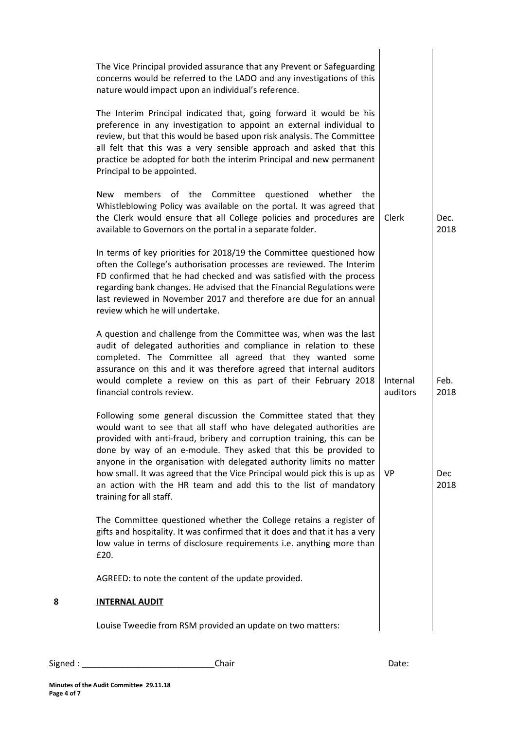| | | Action | Date |
|---|---|---|---|
| | The Vice Principal provided assurance that any Prevent or Safeguarding concerns would be referred to the LADO and any investigations of this nature would impact upon an individual's reference. | | |
| | The Interim Principal indicated that, going forward it would be his preference in any investigation to appoint an external individual to review, but that this would be based upon risk analysis. The Committee all felt that this was a very sensible approach and asked that this practice be adopted for both the interim Principal and new permanent Principal to be appointed. | | |
| | New members of the Committee questioned whether the Whistleblowing Policy was available on the portal. It was agreed that the Clerk would ensure that all College policies and procedures are available to Governors on the portal in a separate folder. | Clerk | Dec. 2018 |
| | In terms of key priorities for 2018/19 the Committee questioned how often the College's authorisation processes are reviewed. The Interim FD confirmed that he had checked and was satisfied with the process regarding bank changes. He advised that the Financial Regulations were last reviewed in November 2017 and therefore are due for an annual review which he will undertake. | | |
| | A question and challenge from the Committee was, when was the last audit of delegated authorities and compliance in relation to these completed. The Committee all agreed that they wanted some assurance on this and it was therefore agreed that internal auditors would complete a review on this as part of their February 2018 financial controls review. | Internal auditors | Feb. 2018 |
| | Following some general discussion the Committee stated that they would want to see that all staff who have delegated authorities are provided with anti-fraud, bribery and corruption training, this can be done by way of an e-module. They asked that this be provided to anyone in the organisation with delegated authority limits no matter how small. It was agreed that the Vice Principal would pick this is up as an action with the HR team and add this to the list of mandatory training for all staff. | VP | Dec 2018 |
| | The Committee questioned whether the College retains a register of gifts and hospitality. It was confirmed that it does and that it has a very low value in terms of disclosure requirements i.e. anything more than £20. | | |
| | AGREED: to note the content of the update provided. | | |
| **8** | **INTERNAL AUDIT** | | |
| | Louise Tweedie from RSM provided an update on two matters: | | |

Signed : ____________________________Chair Date: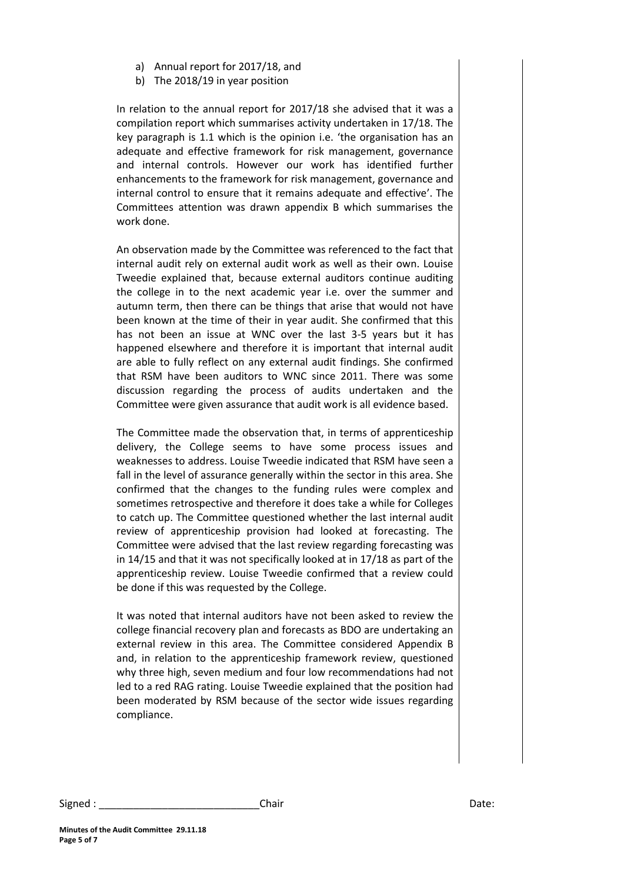a) Annual report for 2017/18, and
b) The 2018/19 in year position

In relation to the annual report for 2017/18 she advised that it was a compilation report which summarises activity undertaken in 17/18. The key paragraph is 1.1 which is the opinion i.e. 'the organisation has an adequate and effective framework for risk management, governance and internal controls. However our work has identified further enhancements to the framework for risk management, governance and internal control to ensure that it remains adequate and effective'. The Committees attention was drawn appendix B which summarises the work done.

An observation made by the Committee was referenced to the fact that internal audit rely on external audit work as well as their own. Louise Tweedie explained that, because external auditors continue auditing the college in to the next academic year i.e. over the summer and autumn term, then there can be things that arise that would not have been known at the time of their in year audit. She confirmed that this has not been an issue at WNC over the last 3-5 years but it has happened elsewhere and therefore it is important that internal audit are able to fully reflect on any external audit findings. She confirmed that RSM have been auditors to WNC since 2011. There was some discussion regarding the process of audits undertaken and the Committee were given assurance that audit work is all evidence based.

The Committee made the observation that, in terms of apprenticeship delivery, the College seems to have some process issues and weaknesses to address. Louise Tweedie indicated that RSM have seen a fall in the level of assurance generally within the sector in this area. She confirmed that the changes to the funding rules were complex and sometimes retrospective and therefore it does take a while for Colleges to catch up. The Committee questioned whether the last internal audit review of apprenticeship provision had looked at forecasting. The Committee were advised that the last review regarding forecasting was in 14/15 and that it was not specifically looked at in 17/18 as part of the apprenticeship review. Louise Tweedie confirmed that a review could be done if this was requested by the College.

It was noted that internal auditors have not been asked to review the college financial recovery plan and forecasts as BDO are undertaking an external review in this area. The Committee considered Appendix B and, in relation to the apprenticeship framework review, questioned why three high, seven medium and four low recommendations had not led to a red RAG rating. Louise Tweedie explained that the position had been moderated by RSM because of the sector wide issues regarding compliance.

Signed : ____________________________Chair Date:

**Minutes of the Audit Committee 29.11.18**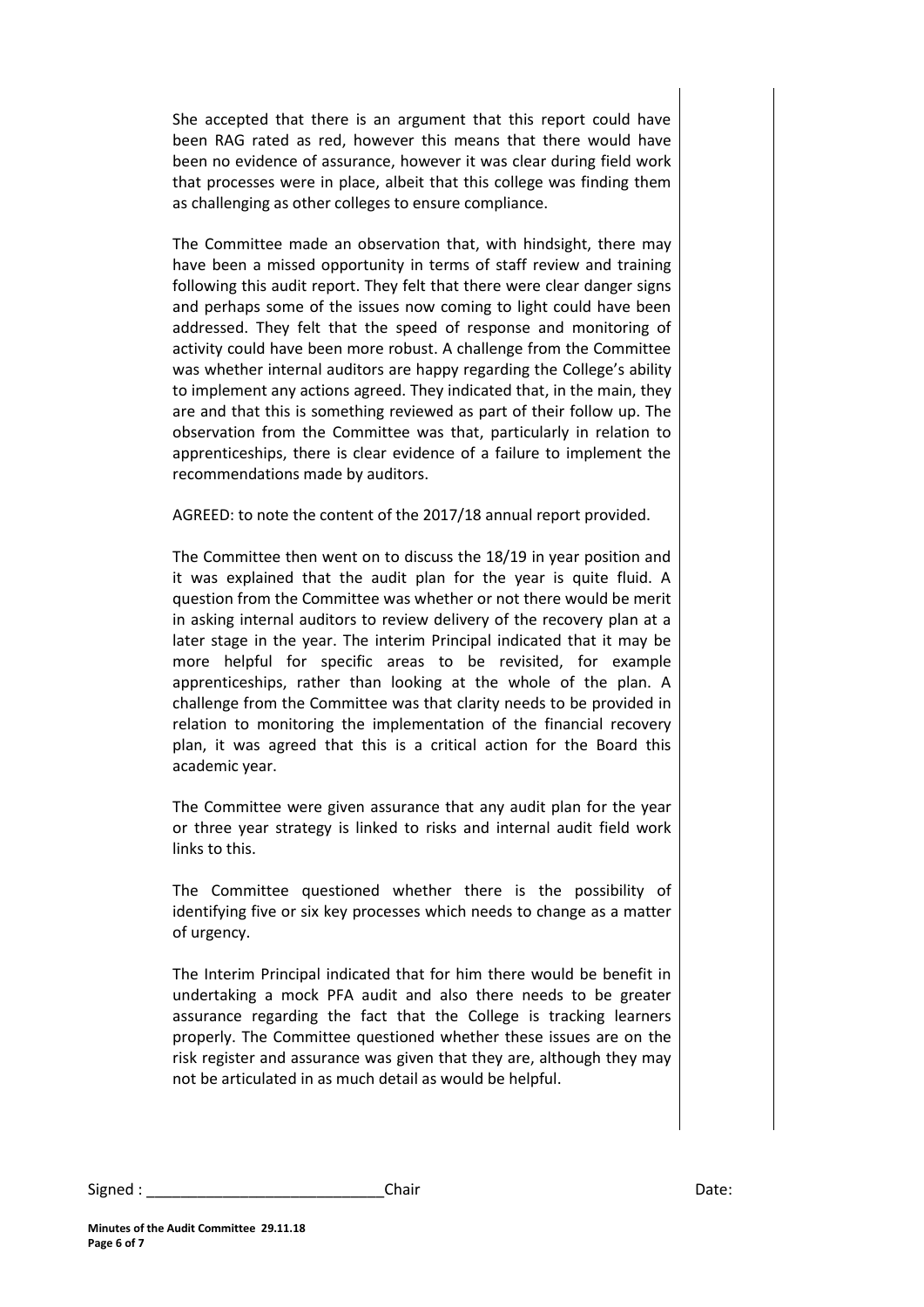She accepted that there is an argument that this report could have been RAG rated as red, however this means that there would have been no evidence of assurance, however it was clear during field work that processes were in place, albeit that this college was finding them as challenging as other colleges to ensure compliance.

The Committee made an observation that, with hindsight, there may have been a missed opportunity in terms of staff review and training following this audit report. They felt that there were clear danger signs and perhaps some of the issues now coming to light could have been addressed. They felt that the speed of response and monitoring of activity could have been more robust. A challenge from the Committee was whether internal auditors are happy regarding the College's ability to implement any actions agreed. They indicated that, in the main, they are and that this is something reviewed as part of their follow up. The observation from the Committee was that, particularly in relation to apprenticeships, there is clear evidence of a failure to implement the recommendations made by auditors.

AGREED: to note the content of the 2017/18 annual report provided.

The Committee then went on to discuss the 18/19 in year position and it was explained that the audit plan for the year is quite fluid. A question from the Committee was whether or not there would be merit in asking internal auditors to review delivery of the recovery plan at a later stage in the year. The interim Principal indicated that it may be more helpful for specific areas to be revisited, for example apprenticeships, rather than looking at the whole of the plan. A challenge from the Committee was that clarity needs to be provided in relation to monitoring the implementation of the financial recovery plan, it was agreed that this is a critical action for the Board this academic year.

The Committee were given assurance that any audit plan for the year or three year strategy is linked to risks and internal audit field work links to this.

The Committee questioned whether there is the possibility of identifying five or six key processes which needs to change as a matter of urgency.

The Interim Principal indicated that for him there would be benefit in undertaking a mock PFA audit and also there needs to be greater assurance regarding the fact that the College is tracking learners properly. The Committee questioned whether these issues are on the risk register and assurance was given that they are, although they may not be articulated in as much detail as would be helpful.

Signed : ____________________________Chair Date: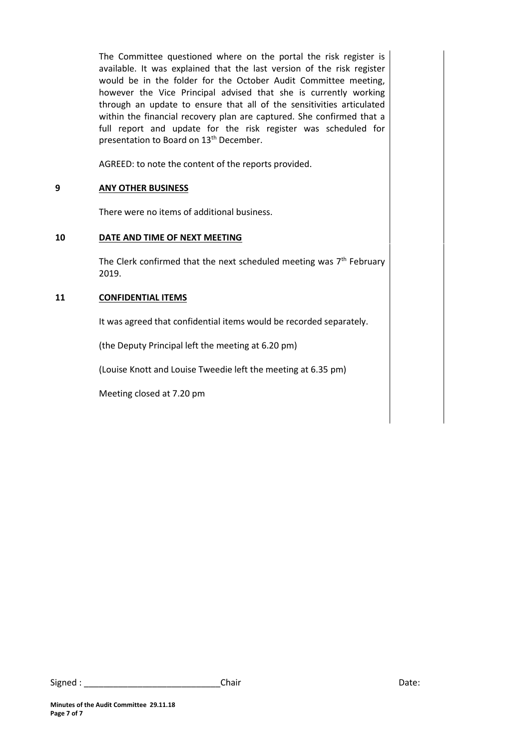The Committee questioned where on the portal the risk register is available. It was explained that the last version of the risk register would be in the folder for the October Audit Committee meeting, however the Vice Principal advised that she is currently working through an update to ensure that all of the sensitivities articulated within the financial recovery plan are captured. She confirmed that a full report and update for the risk register was scheduled for presentation to Board on 13th December.

AGREED: to note the content of the reports provided.

## 9 ANY OTHER BUSINESS

There were no items of additional business.

## 10 DATE AND TIME OF NEXT MEETING

The Clerk confirmed that the next scheduled meeting was 7th February 2019.

## 11 CONFIDENTIAL ITEMS

It was agreed that confidential items would be recorded separately.

(the Deputy Principal left the meeting at 6.20 pm)

(Louise Knott and Louise Tweedie left the meeting at 6.35 pm)

Meeting closed at 7.20 pm

Signed : ____________________________Chair Date:

**Minutes of the Audit Committee 29.11.18**